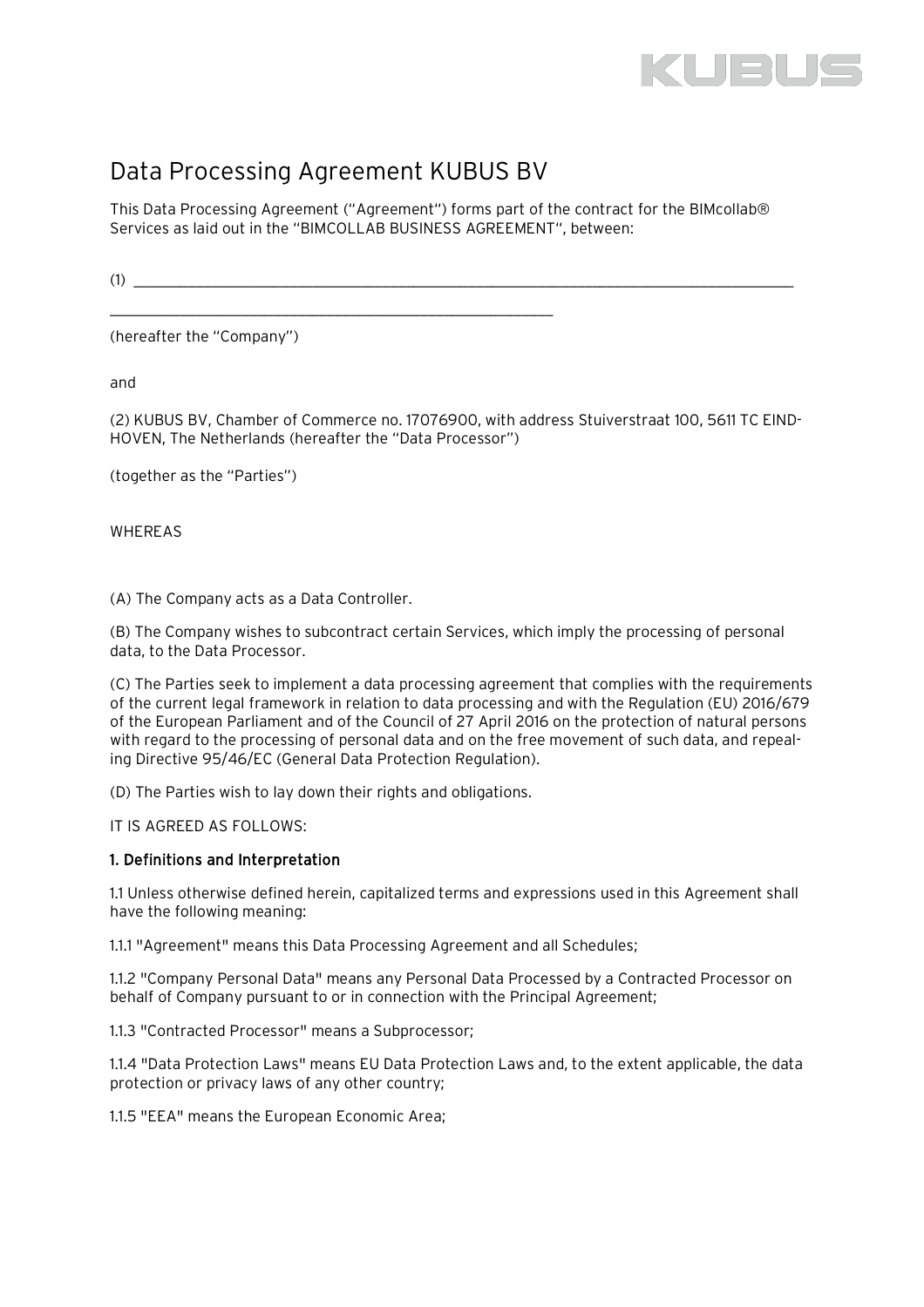# Data Processing Agreement KUBUS BV

This Data Processing Agreement ("Agreement") forms part of the contract for the BIMcollab® Services as laid out in the "BIMCOLLAB BUSINESS AGREEMENT", between:

(1) ______________________________________________________________________________

__________________________________________________________

(hereafter the "Company")

and

(2) KUBUS BV, Chamber of Commerce no. 17076900, with address Stuiverstraat 100, 5611 TC EINDHOVEN, The Netherlands (hereafter the "Data Processor")

(together as the "Parties")

WHEREAS

(A) The Company acts as a Data Controller.

(B) The Company wishes to subcontract certain Services, which imply the processing of personal data, to the Data Processor.

(C) The Parties seek to implement a data processing agreement that complies with the requirements of the current legal framework in relation to data processing and with the Regulation (EU) 2016/679 of the European Parliament and of the Council of 27 April 2016 on the protection of natural persons with regard to the processing of personal data and on the free movement of such data, and repealing Directive 95/46/EC (General Data Protection Regulation).

(D) The Parties wish to lay down their rights and obligations.

IT IS AGREED AS FOLLOWS:

## 1. Definitions and Interpretation

1.1 Unless otherwise defined herein, capitalized terms and expressions used in this Agreement shall have the following meaning:

1.1.1 "Agreement" means this Data Processing Agreement and all Schedules;

1.1.2 "Company Personal Data" means any Personal Data Processed by a Contracted Processor on behalf of Company pursuant to or in connection with the Principal Agreement;

1.1.3 "Contracted Processor" means a Subprocessor;

1.1.4 "Data Protection Laws" means EU Data Protection Laws and, to the extent applicable, the data protection or privacy laws of any other country;

1.1.5 "EEA" means the European Economic Area;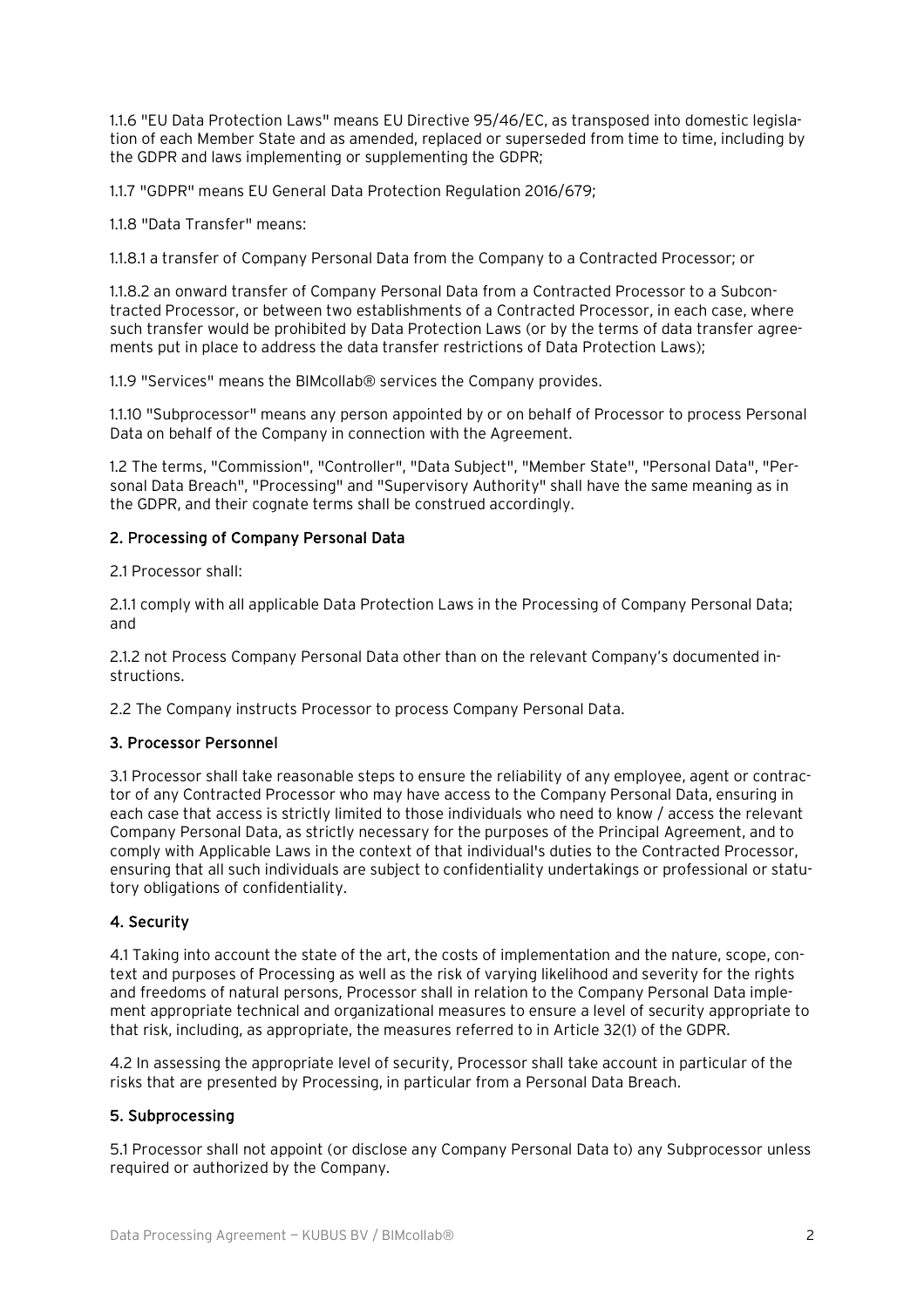1.1.6 "EU Data Protection Laws" means EU Directive 95/46/EC, as transposed into domestic legislation of each Member State and as amended, replaced or superseded from time to time, including by the GDPR and laws implementing or supplementing the GDPR;

1.1.7 "GDPR" means EU General Data Protection Regulation 2016/679;

1.1.8 "Data Transfer" means:

1.1.8.1 a transfer of Company Personal Data from the Company to a Contracted Processor; or

1.1.8.2 an onward transfer of Company Personal Data from a Contracted Processor to a Subcontracted Processor, or between two establishments of a Contracted Processor, in each case, where such transfer would be prohibited by Data Protection Laws (or by the terms of data transfer agreements put in place to address the data transfer restrictions of Data Protection Laws);

1.1.9 "Services" means the BIMcollab® services the Company provides.

1.1.10 "Subprocessor" means any person appointed by or on behalf of Processor to process Personal Data on behalf of the Company in connection with the Agreement.

1.2 The terms, "Commission", "Controller", "Data Subject", "Member State", "Personal Data", "Personal Data Breach", "Processing" and "Supervisory Authority" shall have the same meaning as in the GDPR, and their cognate terms shall be construed accordingly.

## 2. Processing of Company Personal Data

2.1 Processor shall:

2.1.1 comply with all applicable Data Protection Laws in the Processing of Company Personal Data; and

2.1.2 not Process Company Personal Data other than on the relevant Company's documented instructions.

2.2 The Company instructs Processor to process Company Personal Data.

## 3. Processor Personnel

3.1 Processor shall take reasonable steps to ensure the reliability of any employee, agent or contractor of any Contracted Processor who may have access to the Company Personal Data, ensuring in each case that access is strictly limited to those individuals who need to know / access the relevant Company Personal Data, as strictly necessary for the purposes of the Principal Agreement, and to comply with Applicable Laws in the context of that individual's duties to the Contracted Processor, ensuring that all such individuals are subject to confidentiality undertakings or professional or statutory obligations of confidentiality.

## 4. Security

4.1 Taking into account the state of the art, the costs of implementation and the nature, scope, context and purposes of Processing as well as the risk of varying likelihood and severity for the rights and freedoms of natural persons, Processor shall in relation to the Company Personal Data implement appropriate technical and organizational measures to ensure a level of security appropriate to that risk, including, as appropriate, the measures referred to in Article 32(1) of the GDPR.

4.2 In assessing the appropriate level of security, Processor shall take account in particular of the risks that are presented by Processing, in particular from a Personal Data Breach.

## 5. Subprocessing

5.1 Processor shall not appoint (or disclose any Company Personal Data to) any Subprocessor unless required or authorized by the Company.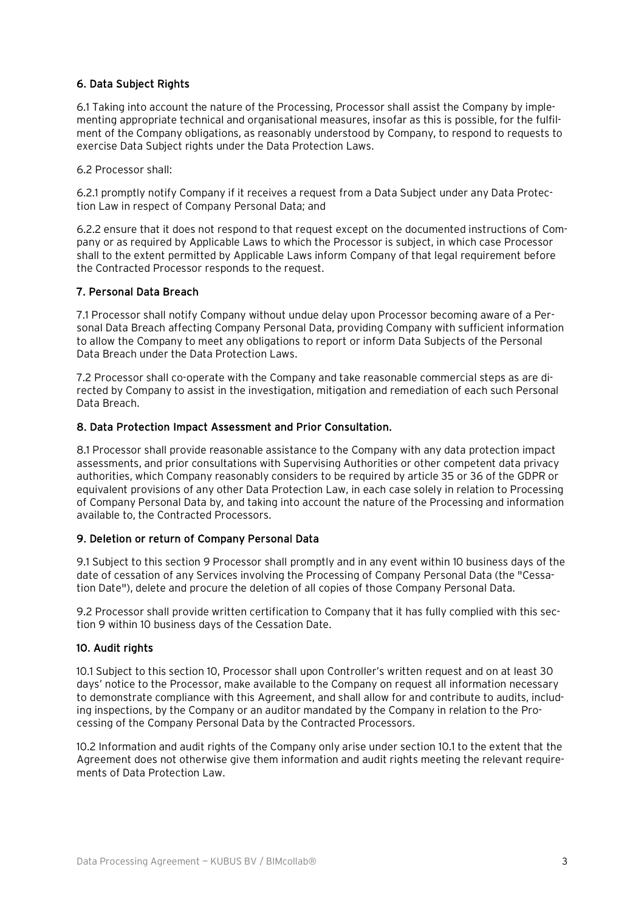## 6. Data Subject Rights

6.1 Taking into account the nature of the Processing, Processor shall assist the Company by implementing appropriate technical and organisational measures, insofar as this is possible, for the fulfilment of the Company obligations, as reasonably understood by Company, to respond to requests to exercise Data Subject rights under the Data Protection Laws.

6.2 Processor shall:

6.2.1 promptly notify Company if it receives a request from a Data Subject under any Data Protection Law in respect of Company Personal Data; and

6.2.2 ensure that it does not respond to that request except on the documented instructions of Company or as required by Applicable Laws to which the Processor is subject, in which case Processor shall to the extent permitted by Applicable Laws inform Company of that legal requirement before the Contracted Processor responds to the request.

## 7. Personal Data Breach

7.1 Processor shall notify Company without undue delay upon Processor becoming aware of a Personal Data Breach affecting Company Personal Data, providing Company with sufficient information to allow the Company to meet any obligations to report or inform Data Subjects of the Personal Data Breach under the Data Protection Laws.

7.2 Processor shall co-operate with the Company and take reasonable commercial steps as are directed by Company to assist in the investigation, mitigation and remediation of each such Personal Data Breach.

## 8. Data Protection Impact Assessment and Prior Consultation.

8.1 Processor shall provide reasonable assistance to the Company with any data protection impact assessments, and prior consultations with Supervising Authorities or other competent data privacy authorities, which Company reasonably considers to be required by article 35 or 36 of the GDPR or equivalent provisions of any other Data Protection Law, in each case solely in relation to Processing of Company Personal Data by, and taking into account the nature of the Processing and information available to, the Contracted Processors.

## 9. Deletion or return of Company Personal Data

9.1 Subject to this section 9 Processor shall promptly and in any event within 10 business days of the date of cessation of any Services involving the Processing of Company Personal Data (the "Cessation Date"), delete and procure the deletion of all copies of those Company Personal Data.

9.2 Processor shall provide written certification to Company that it has fully complied with this section 9 within 10 business days of the Cessation Date.

## 10. Audit rights

10.1 Subject to this section 10, Processor shall upon Controller's written request and on at least 30 days' notice to the Processor, make available to the Company on request all information necessary to demonstrate compliance with this Agreement, and shall allow for and contribute to audits, including inspections, by the Company or an auditor mandated by the Company in relation to the Processing of the Company Personal Data by the Contracted Processors.

10.2 Information and audit rights of the Company only arise under section 10.1 to the extent that the Agreement does not otherwise give them information and audit rights meeting the relevant requirements of Data Protection Law.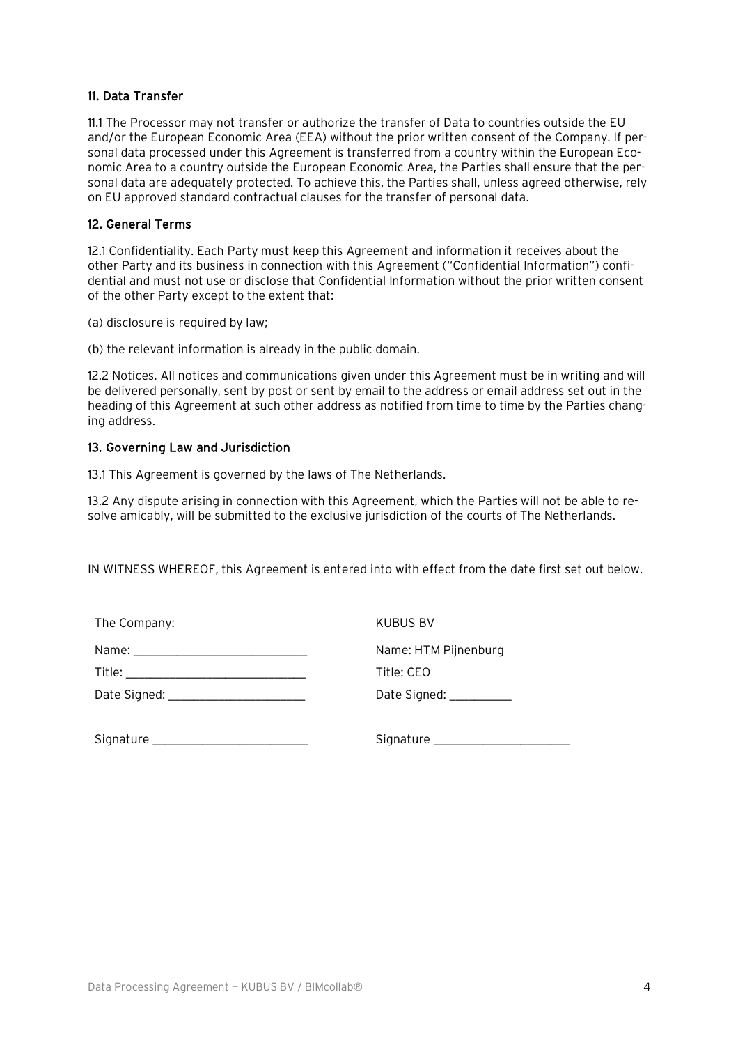### 11. Data Transfer

11.1 The Processor may not transfer or authorize the transfer of Data to countries outside the EU and/or the European Economic Area (EEA) without the prior written consent of the Company. If personal data processed under this Agreement is transferred from a country within the European Economic Area to a country outside the European Economic Area, the Parties shall ensure that the personal data are adequately protected. To achieve this, the Parties shall, unless agreed otherwise, rely on EU approved standard contractual clauses for the transfer of personal data.

### 12. General Terms

12.1 Confidentiality. Each Party must keep this Agreement and information it receives about the other Party and its business in connection with this Agreement ("Confidential Information") confidential and must not use or disclose that Confidential Information without the prior written consent of the other Party except to the extent that:

(a) disclosure is required by law;

(b) the relevant information is already in the public domain.

12.2 Notices. All notices and communications given under this Agreement must be in writing and will be delivered personally, sent by post or sent by email to the address or email address set out in the heading of this Agreement at such other address as notified from time to time by the Parties changing address.

### 13. Governing Law and Jurisdiction

13.1 This Agreement is governed by the laws of The Netherlands.

13.2 Any dispute arising in connection with this Agreement, which the Parties will not be able to resolve amicably, will be submitted to the exclusive jurisdiction of the courts of The Netherlands.

IN WITNESS WHEREOF, this Agreement is entered into with effect from the date first set out below.

| | |
|---|---|
| The Company: | KUBUS BV |
| Name: ___________________________ | Name: HTM Pijnenburg |
| Title: ___________________________ | Title: CEO |
| Date Signed: _____________________ | Date Signed: _________ |
| Signature ________________________ | Signature _____________________ |